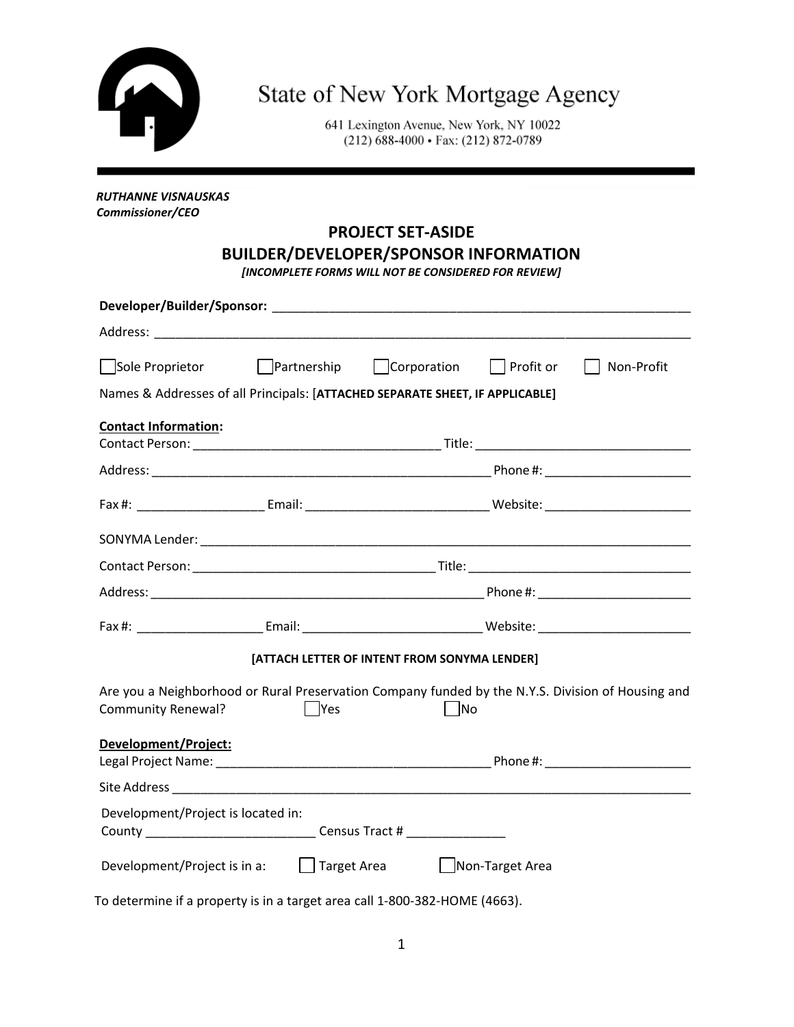# State of New York Mortgage Agency

641 Lexington Avenue, New York, NY 10022
(212) 688-4000 • Fax: (212) 872-0789

***RUTHANNE VISNAUSKAS***
***Commissioner/CEO***

## PROJECT SET-ASIDE
## BUILDER/DEVELOPER/SPONSOR INFORMATION

***[INCOMPLETE FORMS WILL NOT BE CONSIDERED FOR REVIEW]***

**Developer/Builder/Sponsor:** ______________________________________________________________

Address: ______________________________________________________________________________

☐ Sole Proprietor ☐ Partnership ☐ Corporation ☐ Profit or ☐ Non-Profit

Names & Addresses of all Principals: [**ATTACHED SEPARATE SHEET, IF APPLICABLE]**

**Contact Information:**

Contact Person: ___________________________________ Title: ______________________________

Address: ______________________________________________ Phone #: ____________________

Fax #: _________________ Email: _________________________ Website: ____________________

SONYMA Lender: ________________________________________________________________________

Contact Person: __________________________________ Title: _______________________________

Address: ______________________________________________ Phone #: _____________________

Fax #: _________________ Email: _________________________ Website: _____________________

**[ATTACH LETTER OF INTENT FROM SONYMA LENDER]**

Are you a Neighborhood or Rural Preservation Company funded by the N.Y.S. Division of Housing and Community Renewal? ☐ Yes ☐ No

**Development/Project:**

Legal Project Name: ______________________________________ Phone #: ____________________

Site Address _____________________________________________________________________________

Development/Project is located in:
County ________________________ Census Tract # ______________

Development/Project is in a: ☐ Target Area ☐ Non-Target Area

To determine if a property is in a target area call 1-800-382-HOME (4663).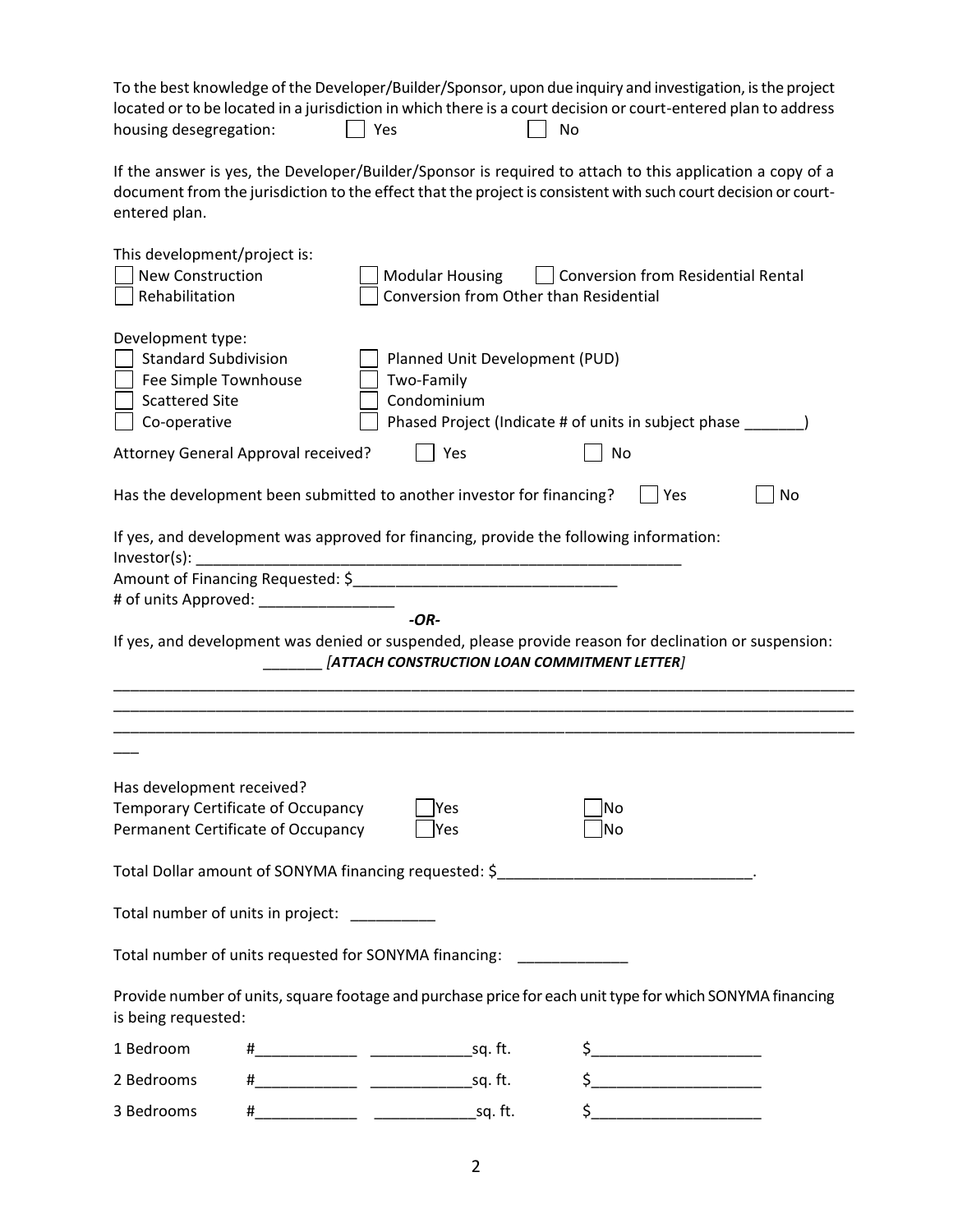To the best knowledge of the Developer/Builder/Sponsor, upon due inquiry and investigation, is the project located or to be located in a jurisdiction in which there is a court decision or court-entered plan to address housing desegregation: ☐ Yes ☐ No

If the answer is yes, the Developer/Builder/Sponsor is required to attach to this application a copy of a document from the jurisdiction to the effect that the project is consistent with such court decision or court-entered plan.

This development/project is:

☐ New Construction ☐ Modular Housing ☐ Conversion from Residential Rental
☐ Rehabilitation ☐ Conversion from Other than Residential

Development type:

☐ Standard Subdivision ☐ Planned Unit Development (PUD)
☐ Fee Simple Townhouse ☐ Two-Family
☐ Scattered Site ☐ Condominium
☐ Co-operative ☐ Phased Project (Indicate # of units in subject phase _______)

Attorney General Approval received? ☐ Yes ☐ No

Has the development been submitted to another investor for financing? ☐ Yes ☐ No

If yes, and development was approved for financing, provide the following information:

Investor(s): ___________________________________________________________

Amount of Financing Requested: $_______________________________

# of units Approved: ________________

*-OR-*

If yes, and development was denied or suspended, please provide reason for declination or suspension: _______ *[ATTACH CONSTRUCTION LOAN COMMITMENT LETTER]*

____________________________________________________________________________________________
____________________________________________________________________________________________
____________________________________________________________________________________________
___

Has development received?

Temporary Certificate of Occupancy ☐ Yes ☐ No
Permanent Certificate of Occupancy ☐ Yes ☐ No

Total Dollar amount of SONYMA financing requested: $______________________________.

Total number of units in project: __________

Total number of units requested for SONYMA financing: _____________

Provide number of units, square footage and purchase price for each unit type for which SONYMA financing is being requested:

| | | | |
|---|---|---|---|
| 1 Bedroom | #____________ | ____________sq. ft. | $____________________ |
| 2 Bedrooms | #____________ | ____________sq. ft. | $____________________ |
| 3 Bedrooms | #____________ | ____________sq. ft. | $____________________ |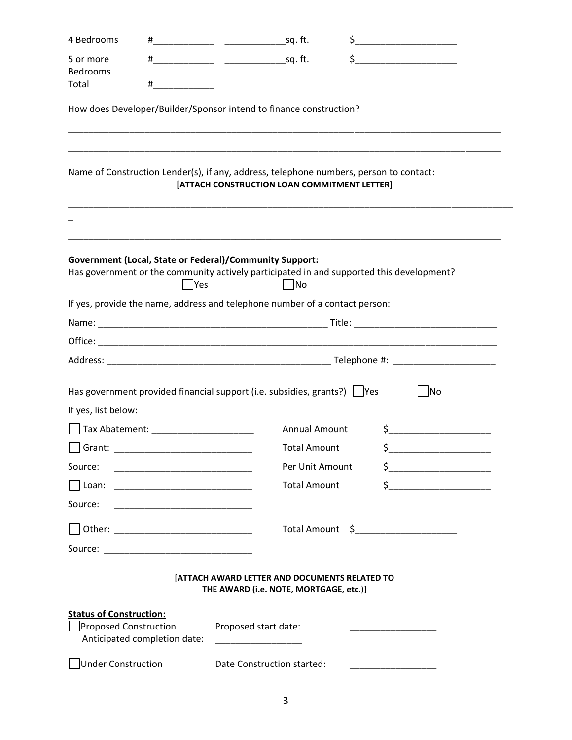| | | | |
|---|---|---|---|
| 4 Bedrooms | #____________ | ____________sq. ft. | $____________________ |
| 5 or more Bedrooms | #____________ | ____________sq. ft. | $____________________ |
| Total | #____________ | | |

How does Developer/Builder/Sponsor intend to finance construction?

_______________________________________________________________________________________

_______________________________________________________________________________________

Name of Construction Lender(s), if any, address, telephone numbers, person to contact:
[**ATTACH CONSTRUCTION LOAN COMMITMENT LETTER**]

_______________________________________________________________________________________
_

_______________________________________________________________________________________

**Government (Local, State or Federal)/Community Support:**
Has government or the community actively participated in and supported this development?
☐ Yes ☐ No

If yes, provide the name, address and telephone number of a contact person:

Name: _____________________________________________ Title: ____________________________

Office: _________________________________________________________________________________

Address: ____________________________________________ Telephone #: ____________________

Has government provided financial support (i.e. subsidies, grants?) ☐ Yes ☐ No

If yes, list below:

| | | |
|---|---|---|
| ☐ Tax Abatement: ____________________ | Annual Amount | $____________________ |
| ☐ Grant: ___________________________ | Total Amount | $____________________ |
| Source: ___________________________ | Per Unit Amount | $____________________ |
| ☐ Loan: ___________________________ | Total Amount | $____________________ |
| Source: ___________________________ | | |
| ☐ Other: ___________________________ | Total Amount $____________________ | |
| Source: _____________________________ | | |

[**ATTACH AWARD LETTER AND DOCUMENTS RELATED TO THE AWARD (i.e. NOTE, MORTGAGE, etc.)**]

**Status of Construction:**

☐ Proposed Construction Proposed start date: _________________
Anticipated completion date: _________________

☐ Under Construction Date Construction started: _________________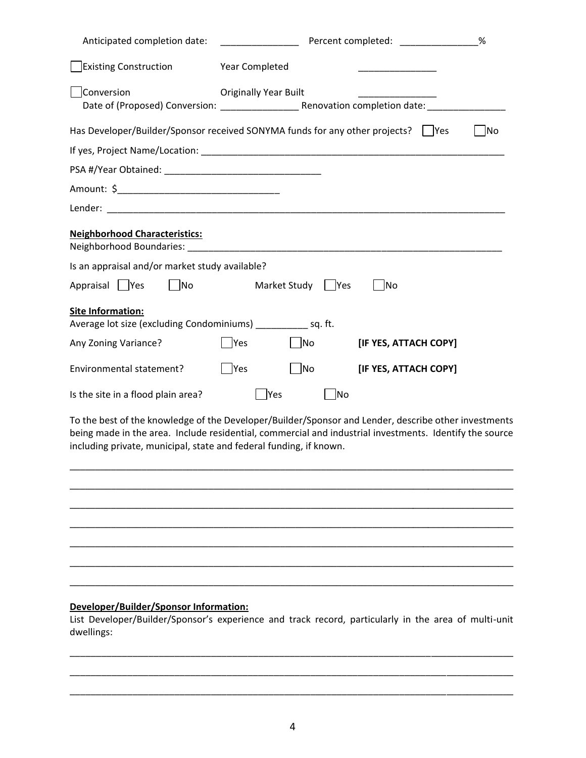Anticipated completion date: _______________ Percent completed: _______________%

☐ Existing Construction Year Completed _______________

☐ Conversion Originally Year Built _______________

Date of (Proposed) Conversion: _______________ Renovation completion date: _______________

Has Developer/Builder/Sponsor received SONYMA funds for any other projects? ☐ Yes ☐ No

If yes, Project Name/Location: _______________________________________________________________

PSA #/Year Obtained: ______________________________

Amount: $______________________________

Lender: ______________________________________________________________________________

**Neighborhood Characteristics:**

Neighborhood Boundaries: ______________________________________________________________

Is an appraisal and/or market study available?

Appraisal ☐ Yes ☐ No Market Study ☐ Yes ☐ No

**Site Information:**

Average lot size (excluding Condominiums) __________ sq. ft.

Any Zoning Variance? ☐ Yes ☐ No **[IF YES, ATTACH COPY]**

Environmental statement? ☐ Yes ☐ No **[IF YES, ATTACH COPY]**

Is the site in a flood plain area? ☐ Yes ☐ No

To the best of the knowledge of the Developer/Builder/Sponsor and Lender, describe other investments being made in the area. Include residential, commercial and industrial investments. Identify the source including private, municipal, state and federal funding, if known.

______________________________________________________________________________

______________________________________________________________________________

______________________________________________________________________________

______________________________________________________________________________

______________________________________________________________________________

______________________________________________________________________________

______________________________________________________________________________

**Developer/Builder/Sponsor Information:**

List Developer/Builder/Sponsor's experience and track record, particularly in the area of multi-unit dwellings:

______________________________________________________________________________

______________________________________________________________________________

______________________________________________________________________________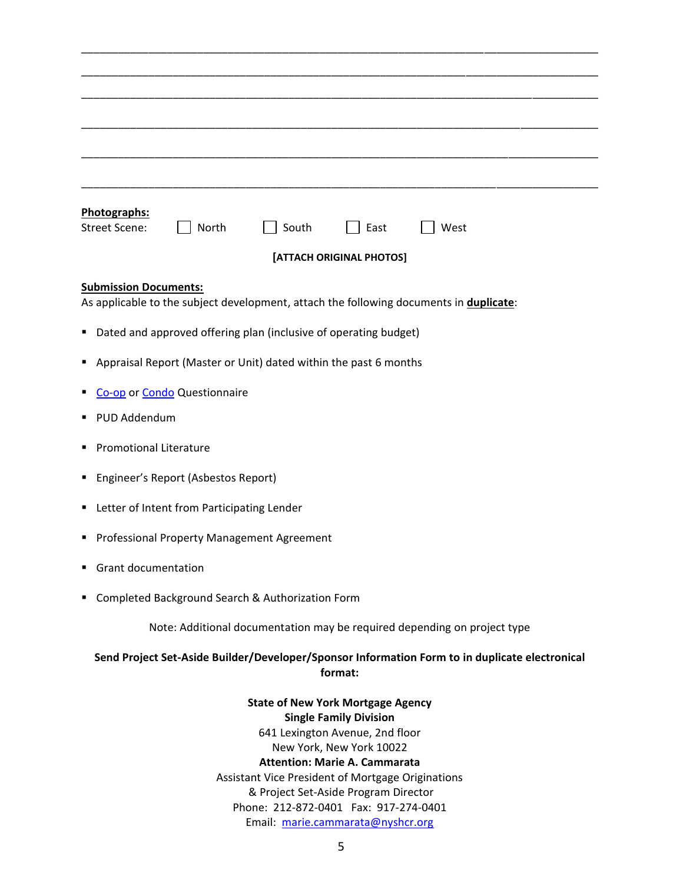______________________________________________________________________________

______________________________________________________________________________

______________________________________________________________________________

______________________________________________________________________________

______________________________________________________________________________

______________________________________________________________________________

**<u>Photographs:</u>**

Street Scene: ☐ North ☐ South ☐ East ☐ West

**[ATTACH ORIGINAL PHOTOS]**

**<u>Submission Documents:</u>**

As applicable to the subject development, attach the following documents in **<u>duplicate</u>**:

- Dated and approved offering plan (inclusive of operating budget)
- Appraisal Report (Master or Unit) dated within the past 6 months
- Co-op or Condo Questionnaire
- PUD Addendum
- Promotional Literature
- Engineer's Report (Asbestos Report)
- Letter of Intent from Participating Lender
- Professional Property Management Agreement
- Grant documentation
- Completed Background Search & Authorization Form

Note: Additional documentation may be required depending on project type

**Send Project Set-Aside Builder/Developer/Sponsor Information Form to in duplicate electronical format:**

**State of New York Mortgage Agency**
**Single Family Division**
641 Lexington Avenue, 2nd floor
New York, New York 10022
**Attention: Marie A. Cammarata**
Assistant Vice President of Mortgage Originations
& Project Set-Aside Program Director
Phone: 212-872-0401 Fax: 917-274-0401
Email: marie.cammarata@nyshcr.org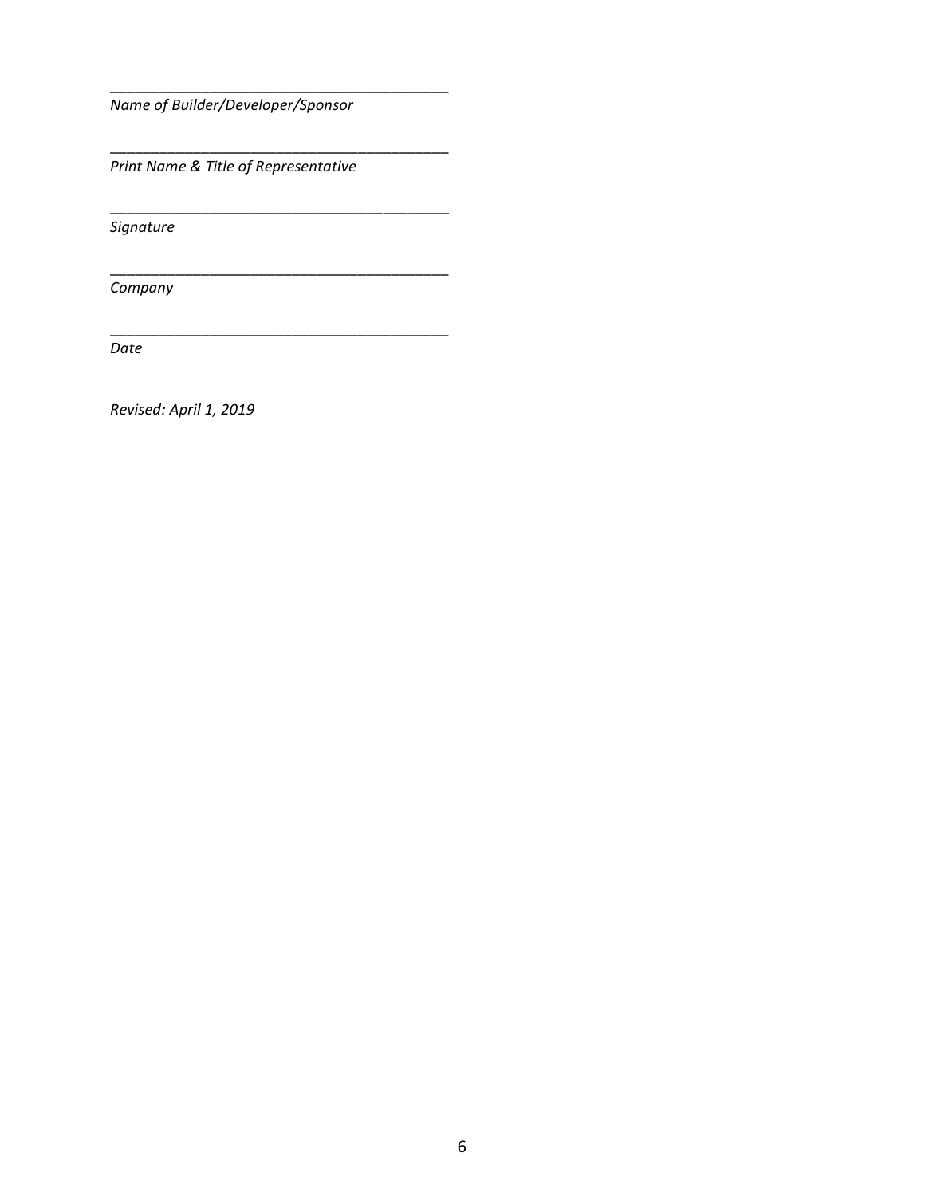\_\_\_\_\_\_\_\_\_\_\_\_\_\_\_\_\_\_\_\_\_\_\_\_\_\_\_\_\_\_\_\_\_\_\_\_\_\_\_\_\_\_

*Name of Builder/Developer/Sponsor*

\_\_\_\_\_\_\_\_\_\_\_\_\_\_\_\_\_\_\_\_\_\_\_\_\_\_\_\_\_\_\_\_\_\_\_\_\_\_\_\_\_\_

*Print Name & Title of Representative*

\_\_\_\_\_\_\_\_\_\_\_\_\_\_\_\_\_\_\_\_\_\_\_\_\_\_\_\_\_\_\_\_\_\_\_\_\_\_\_\_\_\_

*Signature*

\_\_\_\_\_\_\_\_\_\_\_\_\_\_\_\_\_\_\_\_\_\_\_\_\_\_\_\_\_\_\_\_\_\_\_\_\_\_\_\_\_\_

*Company*

\_\_\_\_\_\_\_\_\_\_\_\_\_\_\_\_\_\_\_\_\_\_\_\_\_\_\_\_\_\_\_\_\_\_\_\_\_\_\_\_\_\_

*Date*

*Revised: April 1, 2019*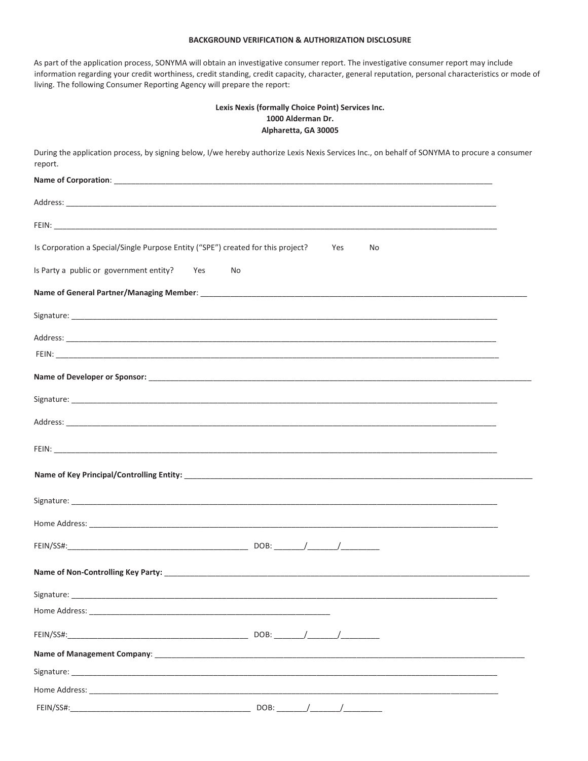**BACKGROUND VERIFICATION & AUTHORIZATION DISCLOSURE**

As part of the application process, SONYMA will obtain an investigative consumer report. The investigative consumer report may include information regarding your credit worthiness, credit standing, credit capacity, character, general reputation, personal characteristics or mode of living. The following Consumer Reporting Agency will prepare the report:

**Lexis Nexis (formally Choice Point) Services Inc.**
**1000 Alderman Dr.**
**Alpharetta, GA 30005**

During the application process, by signing below, I/we hereby authorize Lexis Nexis Services Inc., on behalf of SONYMA to procure a consumer report.

**Name of Corporation**: ____________________________________________

Address: ____________________________________________

FEIN: ____________________________________________

Is Corporation a Special/Single Purpose Entity ("SPE") created for this project? Yes No

Is Party a public or government entity? Yes No

**Name of General Partner/Managing Member**: ____________________________________________

Signature: ____________________________________________

Address: ____________________________________________

FEIN: ____________________________________________

**Name of Developer or Sponsor:** ____________________________________________

Signature: ____________________________________________

Address: ____________________________________________

FEIN: ____________________________________________

**Name of Key Principal/Controlling Entity:** ____________________________________________

Signature: ____________________________________________

Home Address: ____________________________________________

FEIN/SS#:____________________________ DOB: _______/_______/_________

**Name of Non-Controlling Key Party:** ____________________________________________

Signature: ____________________________________________

Home Address: ____________________________________________

FEIN/SS#:____________________________ DOB: _______/_______/_________

**Name of Management Company**: ____________________________________________

Signature: ____________________________________________

Home Address: ____________________________________________

FEIN/SS#:____________________________ DOB: _______/_______/_________